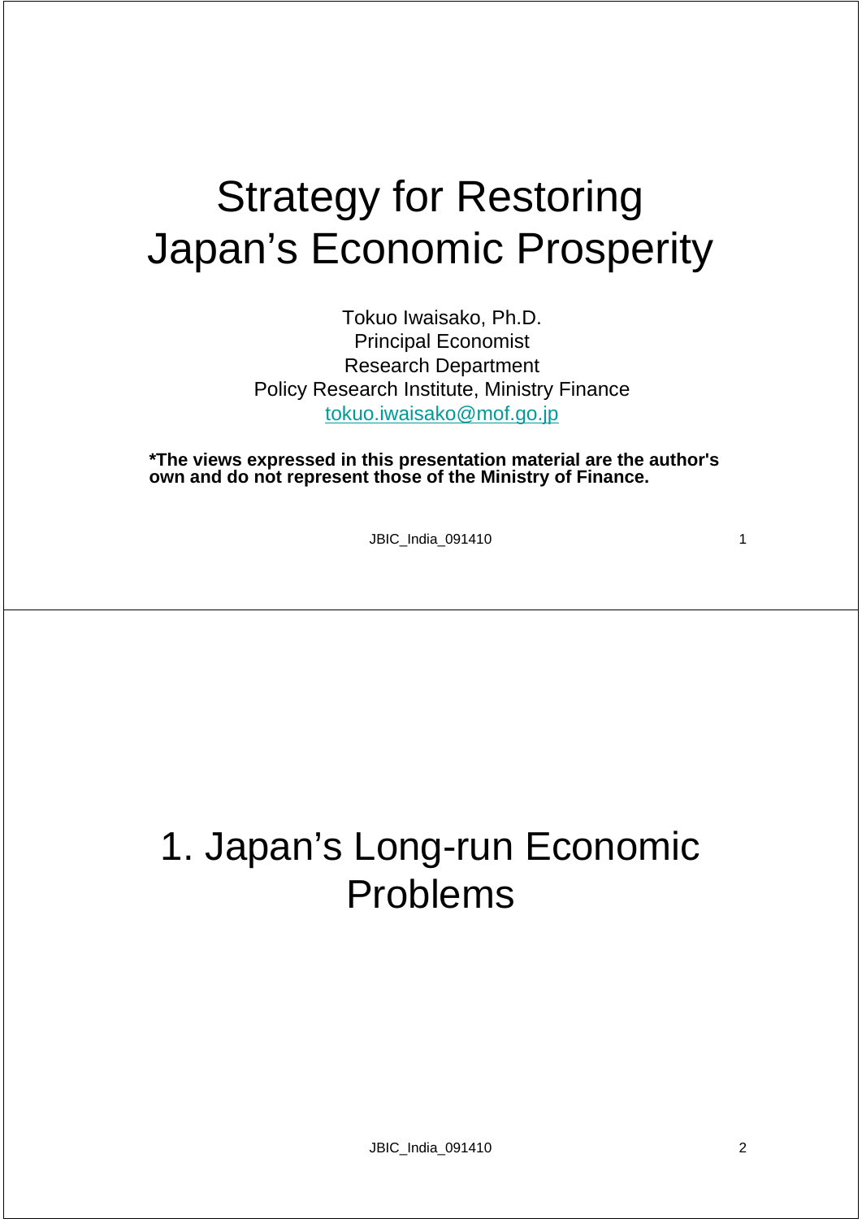# Strategy for Restoring Japan's Economic Prosperity

Tokuo Iwaisako, Ph.D.
Principal Economist
Research Department
Policy Research Institute, Ministry Finance
tokuo.iwaisako@mof.go.jp

**\*The views expressed in this presentation material are the author's own and do not represent those of the Ministry of Finance.**

# 1. Japan's Long-run Economic Problems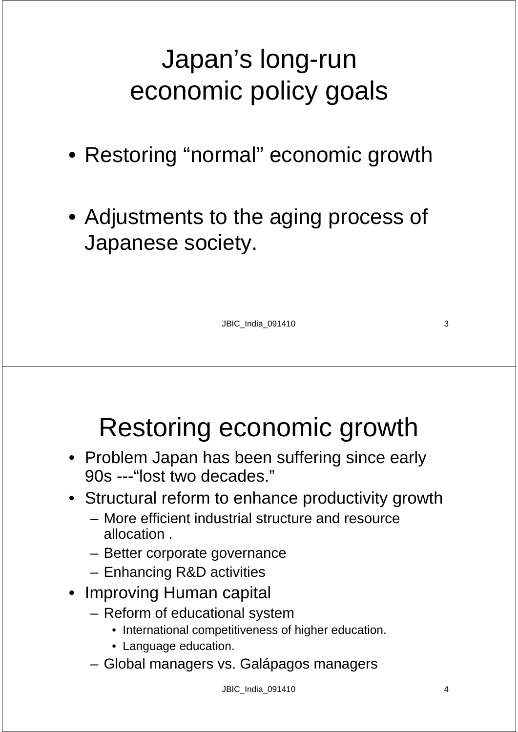# Japan's long-run economic policy goals

- Restoring "normal" economic growth
- Adjustments to the aging process of Japanese society.

# Restoring economic growth

- Problem Japan has been suffering since early 90s ---"lost two decades."
- Structural reform to enhance productivity growth
  - More efficient industrial structure and resource allocation .
  - Better corporate governance
  - Enhancing R&D activities
- Improving Human capital
  - Reform of educational system
    - International competitiveness of higher education.
    - Language education.
  - Global managers vs. Galápagos managers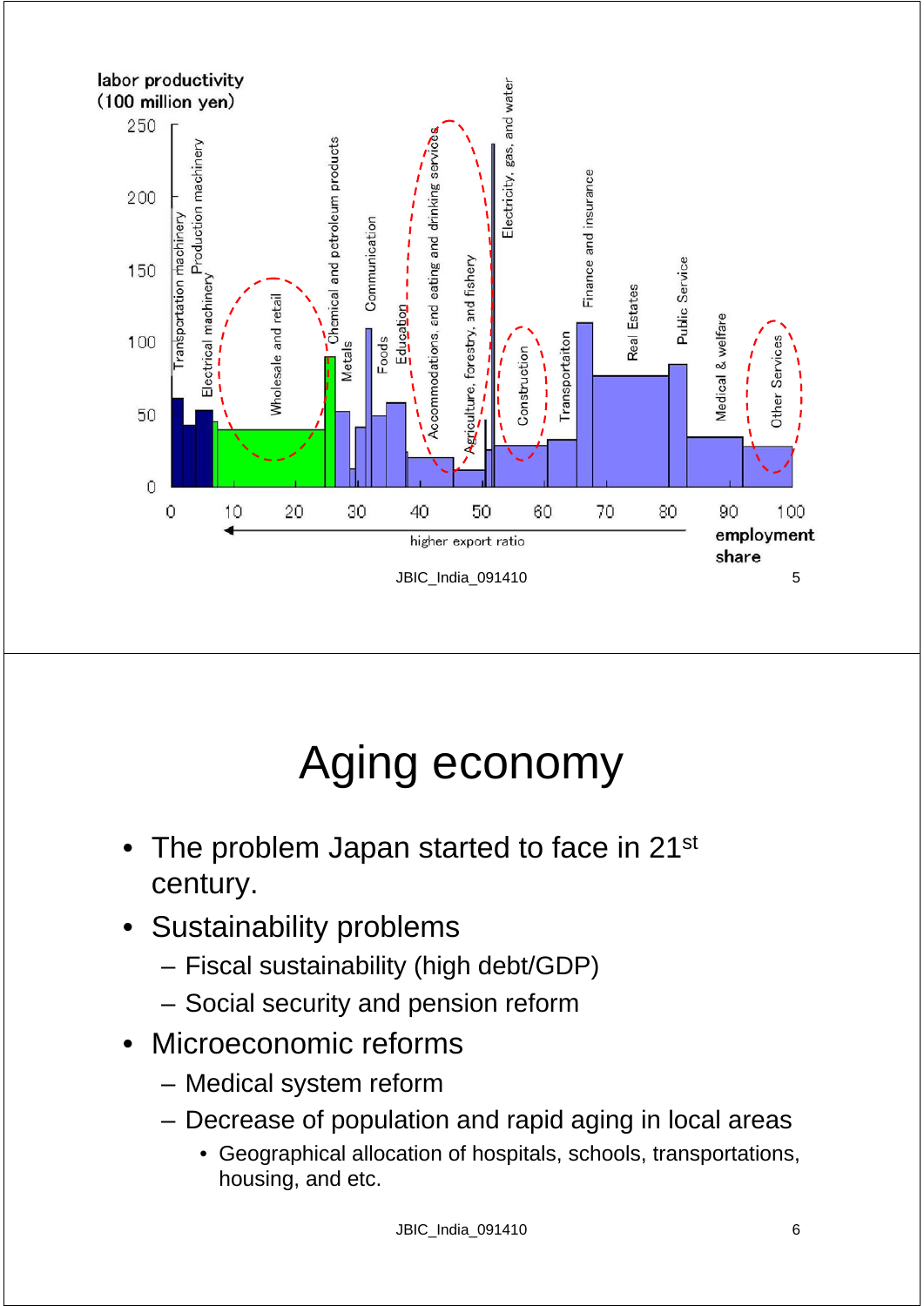labor productivity (100 million yen)

Transportation machinery, Production machinery, Electrical machinery, Wholesale and retail, Chemical and petroleum products, Metals, Communication, Foods, Education, Accommodations, and eating and drinking services, Agriculture, forestry, and fishery, Electricity, gas, and water, Construction, Transportaiton, Finance and insurance, Real Estates, Public Service, Medical & welfare, Other Services

higher export ratio

employment share

# Aging economy

- The problem Japan started to face in 21st century.
- Sustainability problems
  - Fiscal sustainability (high debt/GDP)
  - Social security and pension reform
- Microeconomic reforms
  - Medical system reform
  - Decrease of population and rapid aging in local areas
    - Geographical allocation of hospitals, schools, transportations, housing, and etc.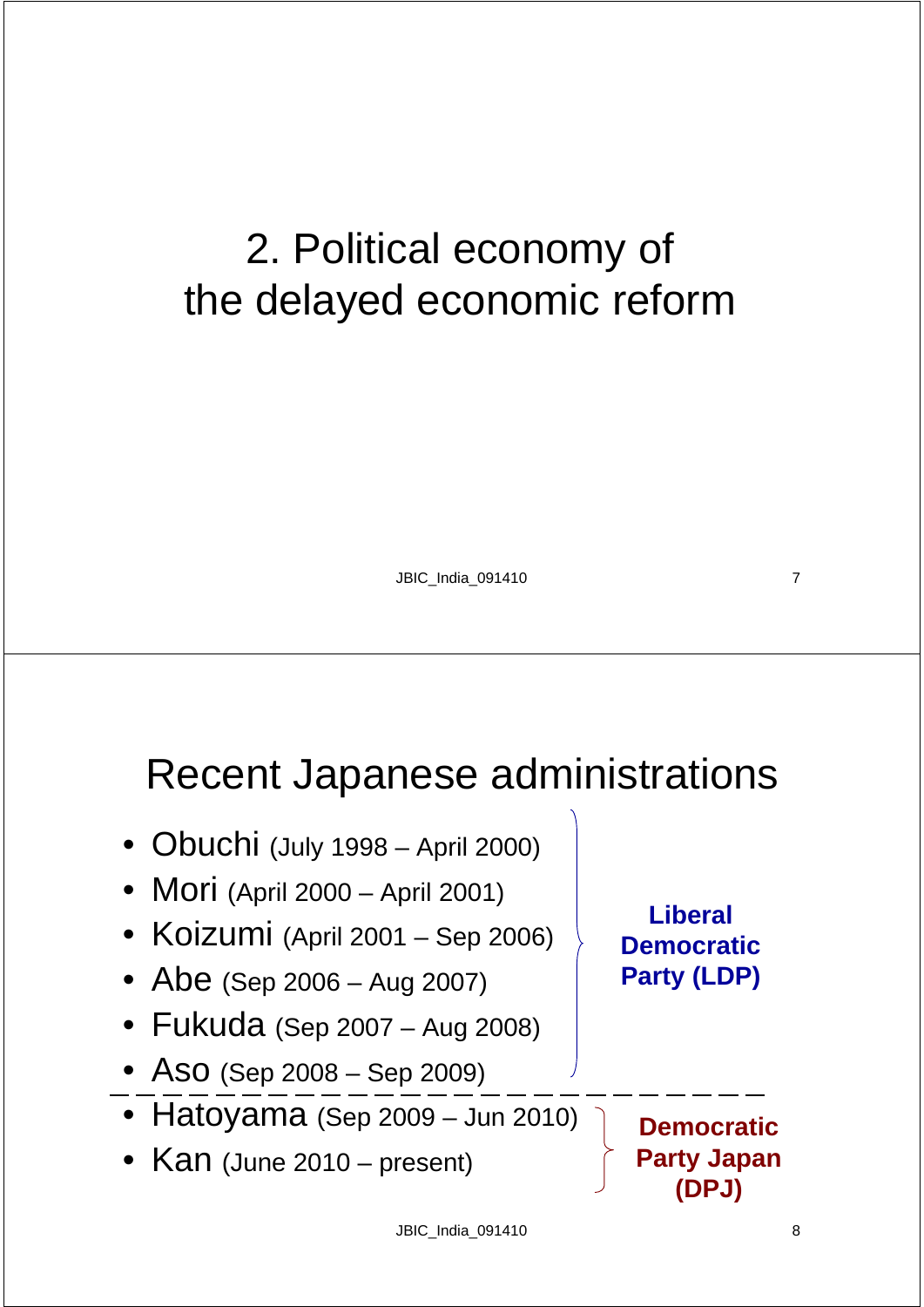# 2. Political economy of the delayed economic reform

# Recent Japanese administrations

- Obuchi (July 1998 – April 2000)
- Mori (April 2000 – April 2001)
- Koizumi (April 2001 – Sep 2006)
- Abe (Sep 2006 – Aug 2007)
- Fukuda (Sep 2007 – Aug 2008)
- Aso (Sep 2008 – Sep 2009)

**Liberal Democratic Party (LDP)**

---

- Hatoyama (Sep 2009 – Jun 2010)
- Kan (June 2010 – present)

**Democratic Party Japan (DPJ)**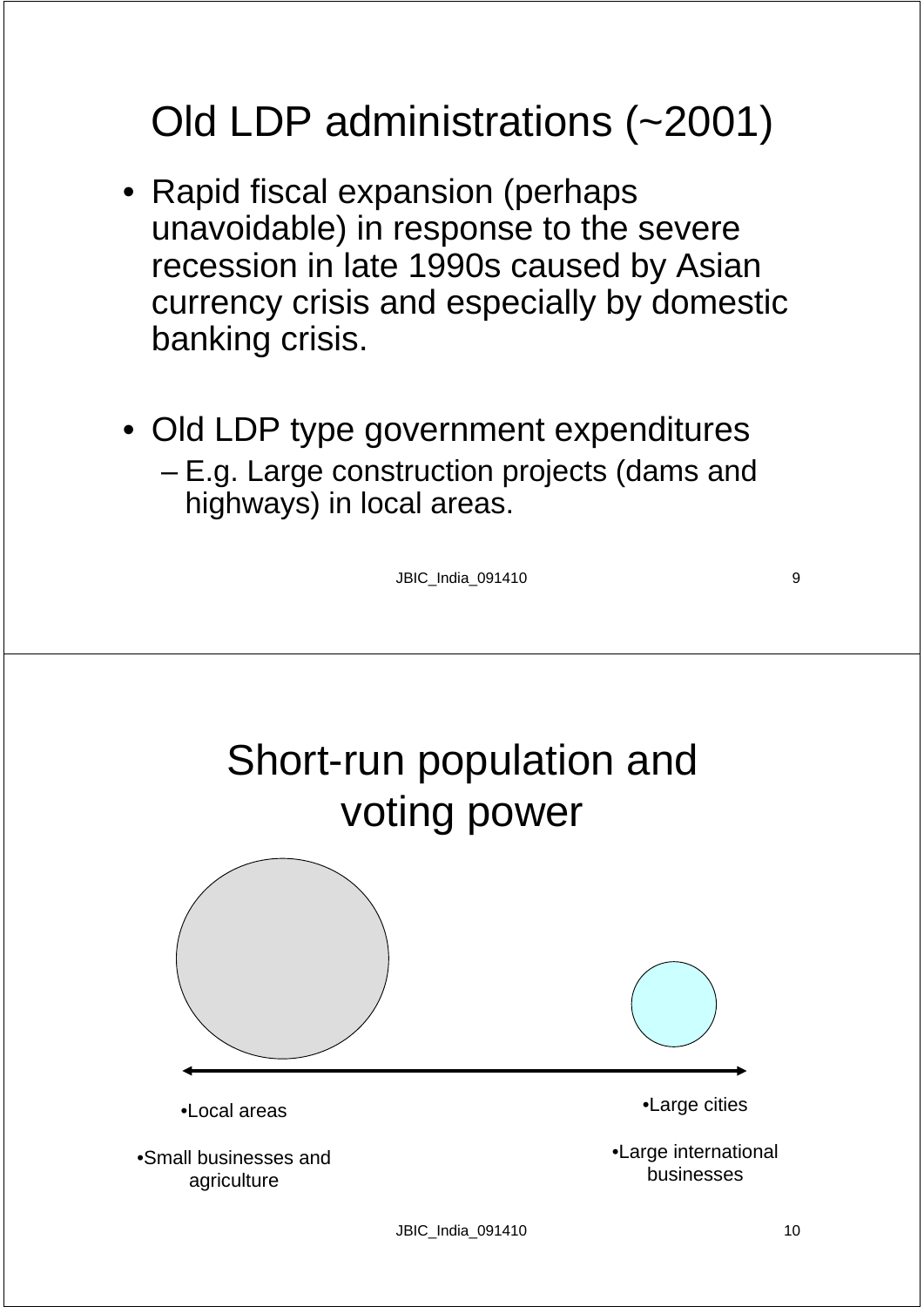# Old LDP administrations (~2001)

- Rapid fiscal expansion (perhaps unavoidable) in response to the severe recession in late 1990s caused by Asian currency crisis and especially by domestic banking crisis.
- Old LDP type government expenditures
  - E.g. Large construction projects (dams and highways) in local areas.

# Short-run population and voting power

- Local areas
- Small businesses and agriculture

- Large cities
- Large international businesses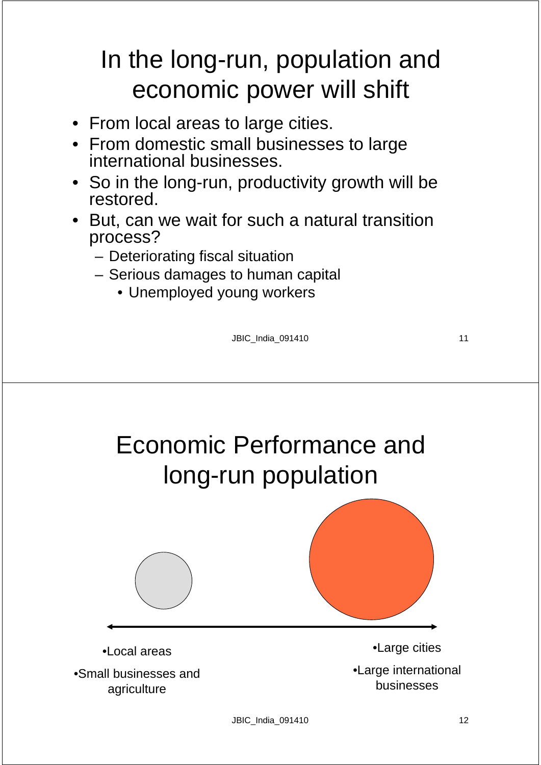# In the long-run, population and economic power will shift

- From local areas to large cities.
- From domestic small businesses to large international businesses.
- So in the long-run, productivity growth will be restored.
- But, can we wait for such a natural transition process?
  - Deteriorating fiscal situation
  - Serious damages to human capital
    - Unemployed young workers

# Economic Performance and long-run population

- Local areas
- Small businesses and agriculture

- Large cities
- Large international businesses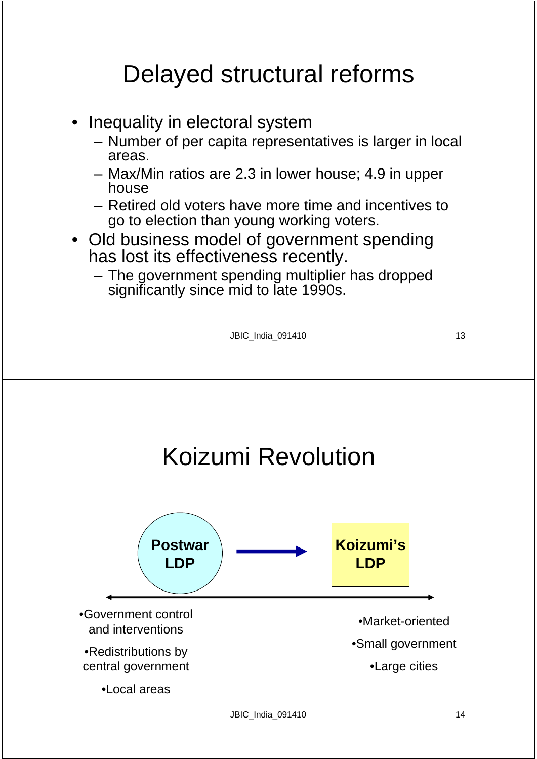# Delayed structural reforms

- Inequality in electoral system
  - Number of per capita representatives is larger in local areas.
  - Max/Min ratios are 2.3 in lower house; 4.9 in upper house
  - Retired old voters have more time and incentives to go to election than young working voters.
- Old business model of government spending has lost its effectiveness recently.
  - The government spending multiplier has dropped significantly since mid to late 1990s.

# Koizumi Revolution

**Postwar LDP** → **Koizumi's LDP**

- Government control and interventions
- Redistributions by central government
- Local areas

- Market-oriented
- Small government
- Large cities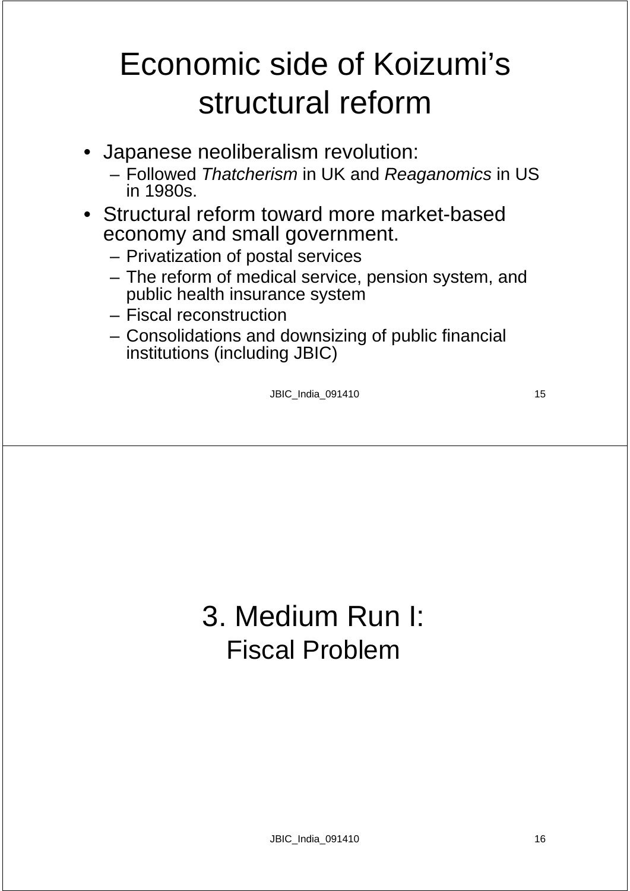# Economic side of Koizumi's structural reform

- Japanese neoliberalism revolution:
  - Followed *Thatcherism* in UK and *Reaganomics* in US in 1980s.
- Structural reform toward more market-based economy and small government.
  - Privatization of postal services
  - The reform of medical service, pension system, and public health insurance system
  - Fiscal reconstruction
  - Consolidations and downsizing of public financial institutions (including JBIC)

# 3. Medium Run I:

## Fiscal Problem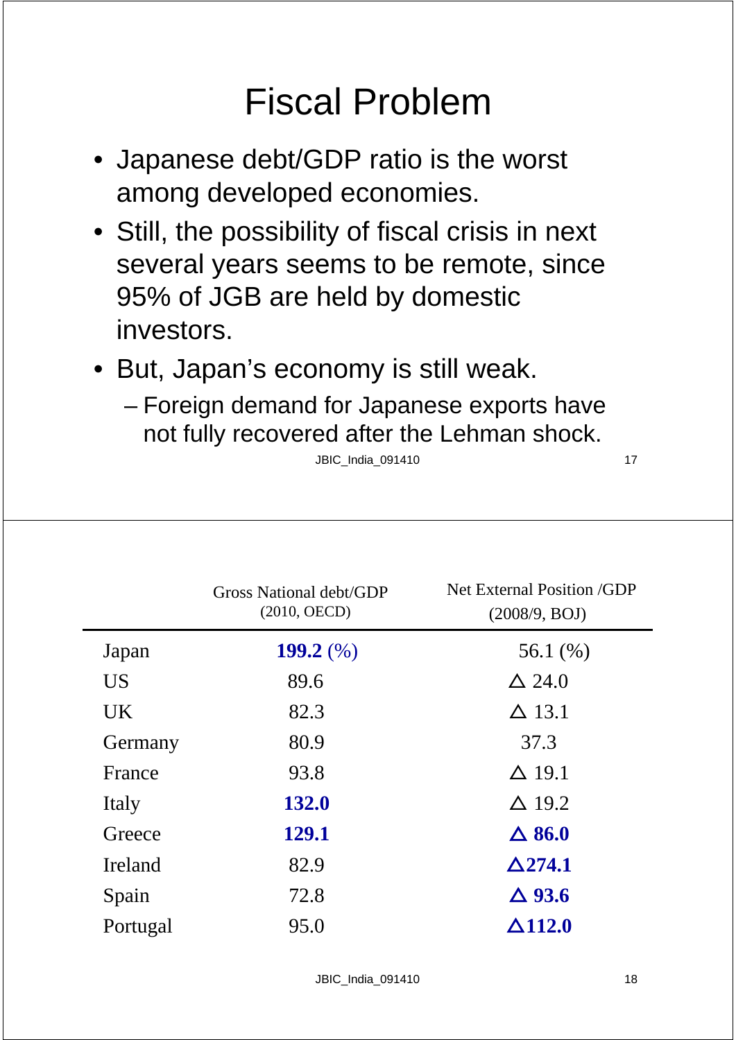# Fiscal Problem

- Japanese debt/GDP ratio is the worst among developed economies.
- Still, the possibility of fiscal crisis in next several years seems to be remote, since 95% of JGB are held by domestic investors.
- But, Japan's economy is still weak.
  - Foreign demand for Japanese exports have not fully recovered after the Lehman shock.

| | Gross National debt/GDP (2010, OECD) | Net External Position /GDP (2008/9, BOJ) |
|---|---|---|
| Japan | **199.2** (%) | 56.1 (%) |
| US | 89.6 | △ 24.0 |
| UK | 82.3 | △ 13.1 |
| Germany | 80.9 | 37.3 |
| France | 93.8 | △ 19.1 |
| Italy | **132.0** | △ 19.2 |
| Greece | **129.1** | **△ 86.0** |
| Ireland | 82.9 | **△274.1** |
| Spain | 72.8 | **△ 93.6** |
| Portugal | 95.0 | **△112.0** |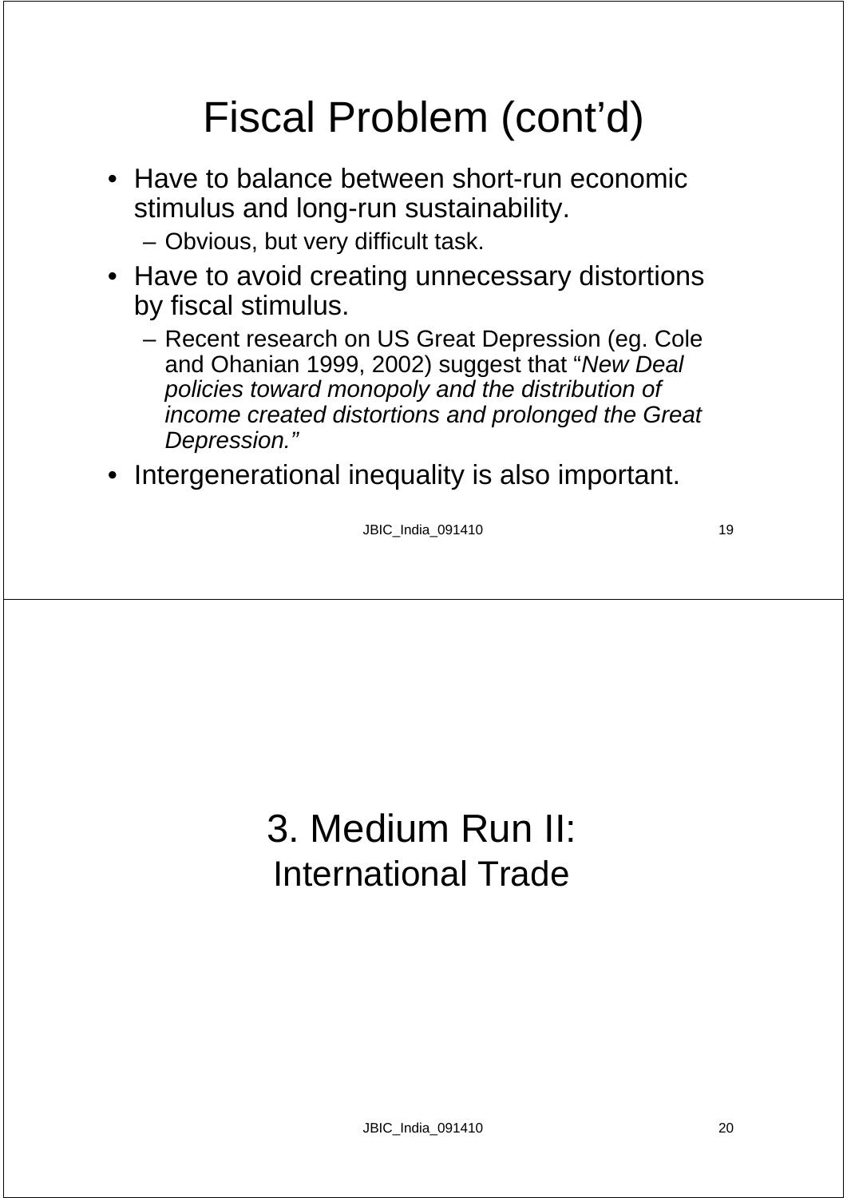# Fiscal Problem (cont'd)

- Have to balance between short-run economic stimulus and long-run sustainability.
  - Obvious, but very difficult task.
- Have to avoid creating unnecessary distortions by fiscal stimulus.
  - Recent research on US Great Depression (eg. Cole and Ohanian 1999, 2002) suggest that "*New Deal policies toward monopoly and the distribution of income created distortions and prolonged the Great Depression.*"
- Intergenerational inequality is also important.

# 3. Medium Run II: International Trade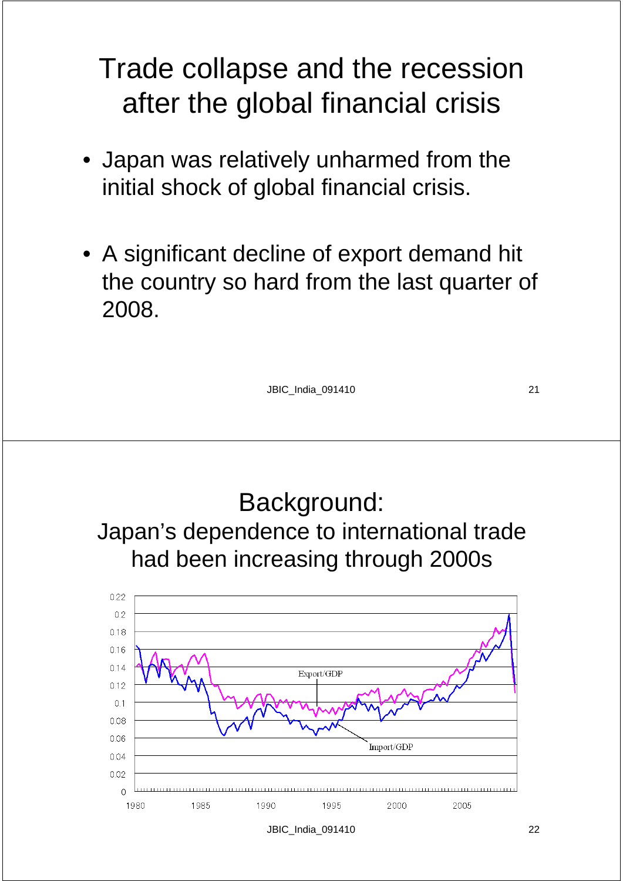# Trade collapse and the recession after the global financial crisis

- Japan was relatively unharmed from the initial shock of global financial crisis.
- A significant decline of export demand hit the country so hard from the last quarter of 2008.

# Background: Japan's dependence to international trade had been increasing through 2000s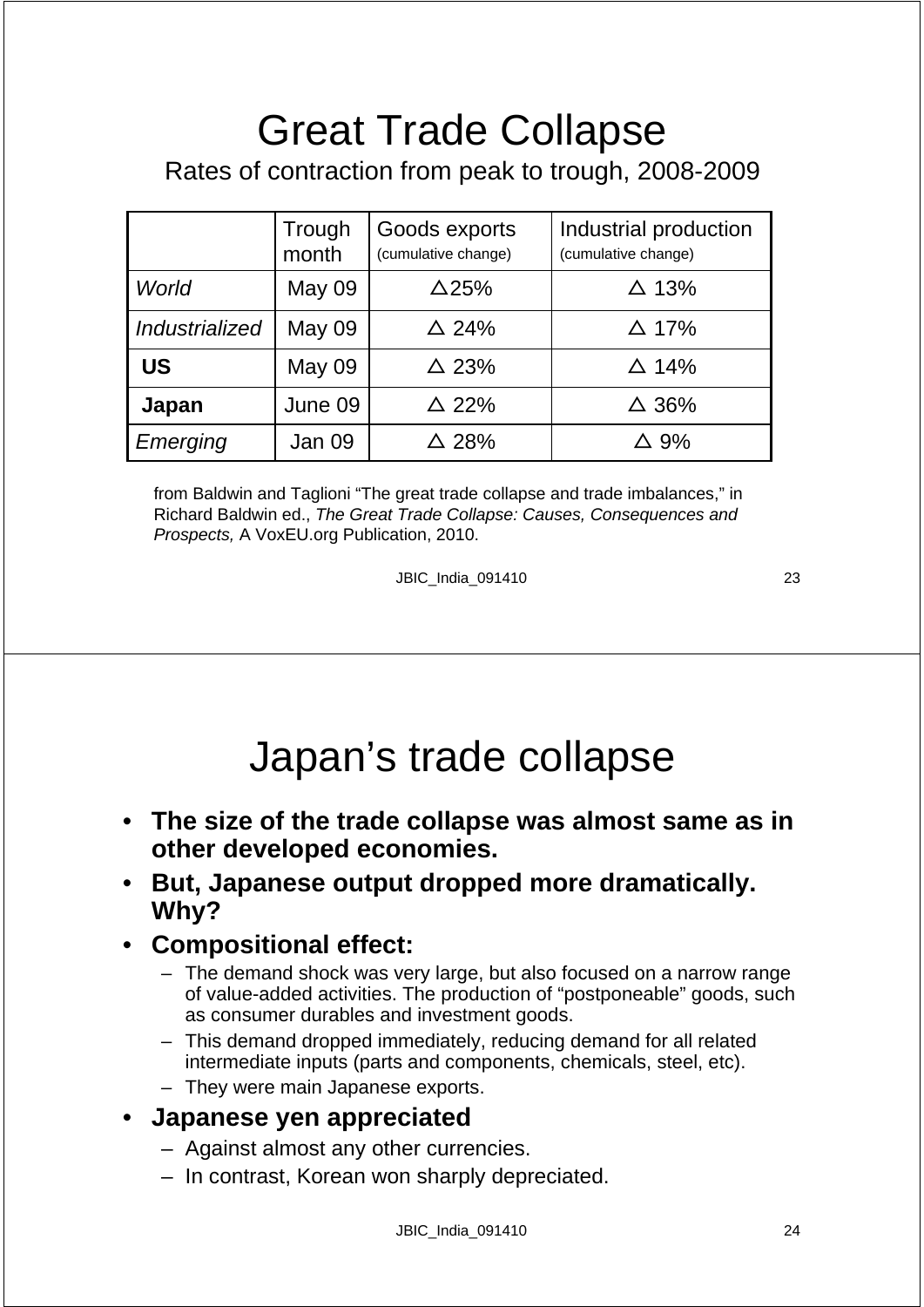# Great Trade Collapse

Rates of contraction from peak to trough, 2008-2009

| | Trough month | Goods exports (cumulative change) | Industrial production (cumulative change) |
|---|---|---|---|
| *World* | May 09 | △25% | △ 13% |
| *Industrialized* | May 09 | △ 24% | △ 17% |
| **US** | May 09 | △ 23% | △ 14% |
| **Japan** | June 09 | △ 22% | △ 36% |
| *Emerging* | Jan 09 | △ 28% | △ 9% |

from Baldwin and Taglioni "The great trade collapse and trade imbalances," in Richard Baldwin ed., *The Great Trade Collapse: Causes, Consequences and Prospects,* A VoxEU.org Publication, 2010.

# Japan's trade collapse

- **The size of the trade collapse was almost same as in other developed economies.**
- **But, Japanese output dropped more dramatically. Why?**
- **Compositional effect:**
  - The demand shock was very large, but also focused on a narrow range of value-added activities. The production of "postponeable" goods, such as consumer durables and investment goods.
  - This demand dropped immediately, reducing demand for all related intermediate inputs (parts and components, chemicals, steel, etc).
  - They were main Japanese exports.
- **Japanese yen appreciated**
  - Against almost any other currencies.
  - In contrast, Korean won sharply depreciated.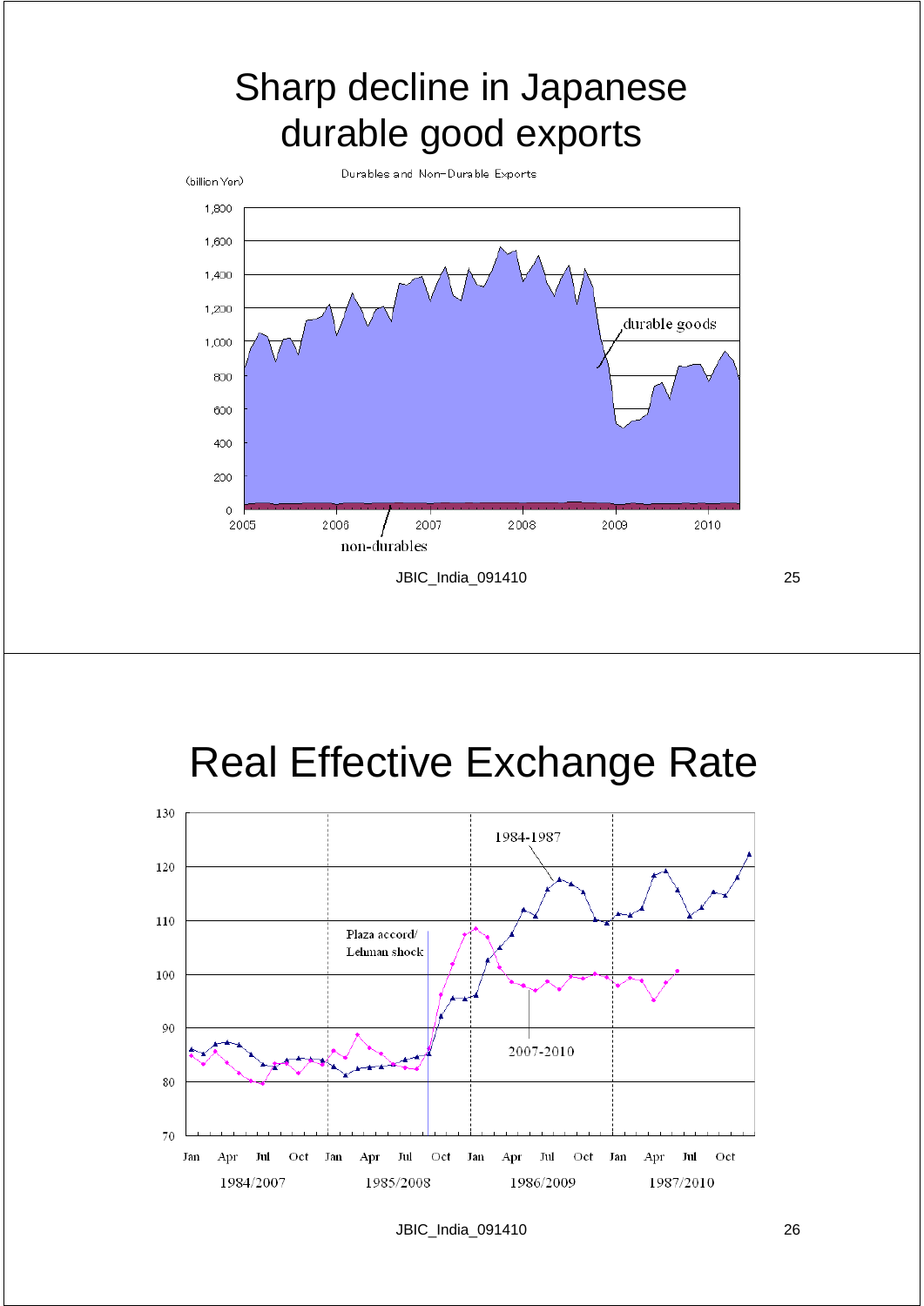# Sharp decline in Japanese durable good exports

Durables and Non-Durable Exports

(billion Yen)

1,800
1,600
1,400
1,200
1,000
800
600
400
200
0

2005 2006 2007 2008 2009 2010

durable goods

non-durables

# Real Effective Exchange Rate

130
120
110
100
90
80
70

1984-1987

Plaza accord/ Lehman shock

2007-2010

Jan Apr Jul Oct Jan Apr Jul Oct Jan Apr Jul Oct Jan Apr Jul Oct

1984/2007 1985/2008 1986/2009 1987/2010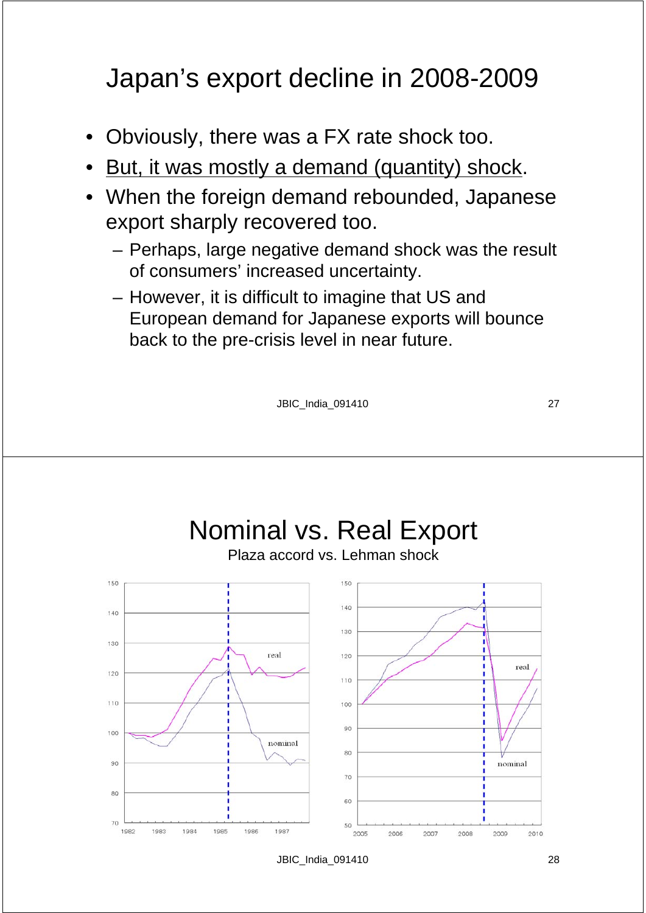# Japan's export decline in 2008-2009

- Obviously, there was a FX rate shock too.
- <u>But, it was mostly a demand (quantity) shock</u>.
- When the foreign demand rebounded, Japanese export sharply recovered too.
  - Perhaps, large negative demand shock was the result of consumers' increased uncertainty.
  - However, it is difficult to imagine that US and European demand for Japanese exports will bounce back to the pre-crisis level in near future.

# Nominal vs. Real Export

Plaza accord vs. Lehman shock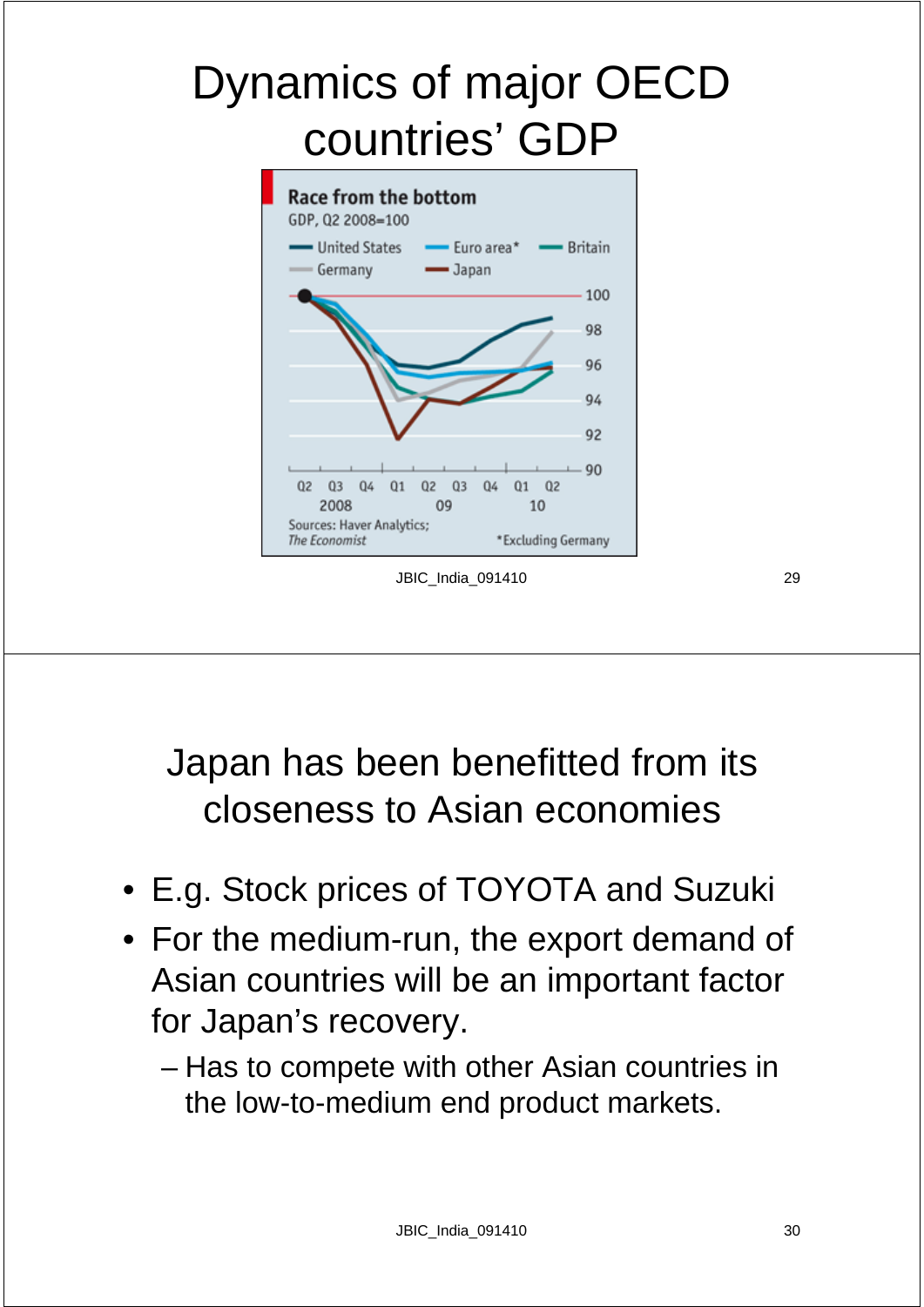# Dynamics of major OECD countries' GDP

**Race from the bottom**

GDP, Q2 2008=100

United States — Euro area* — Britain — Germany — Japan

Sources: Haver Analytics; *The Economist*

*Excluding Germany

# Japan has been benefitted from its closeness to Asian economies

- E.g. Stock prices of TOYOTA and Suzuki
- For the medium-run, the export demand of Asian countries will be an important factor for Japan's recovery.
  - Has to compete with other Asian countries in the low-to-medium end product markets.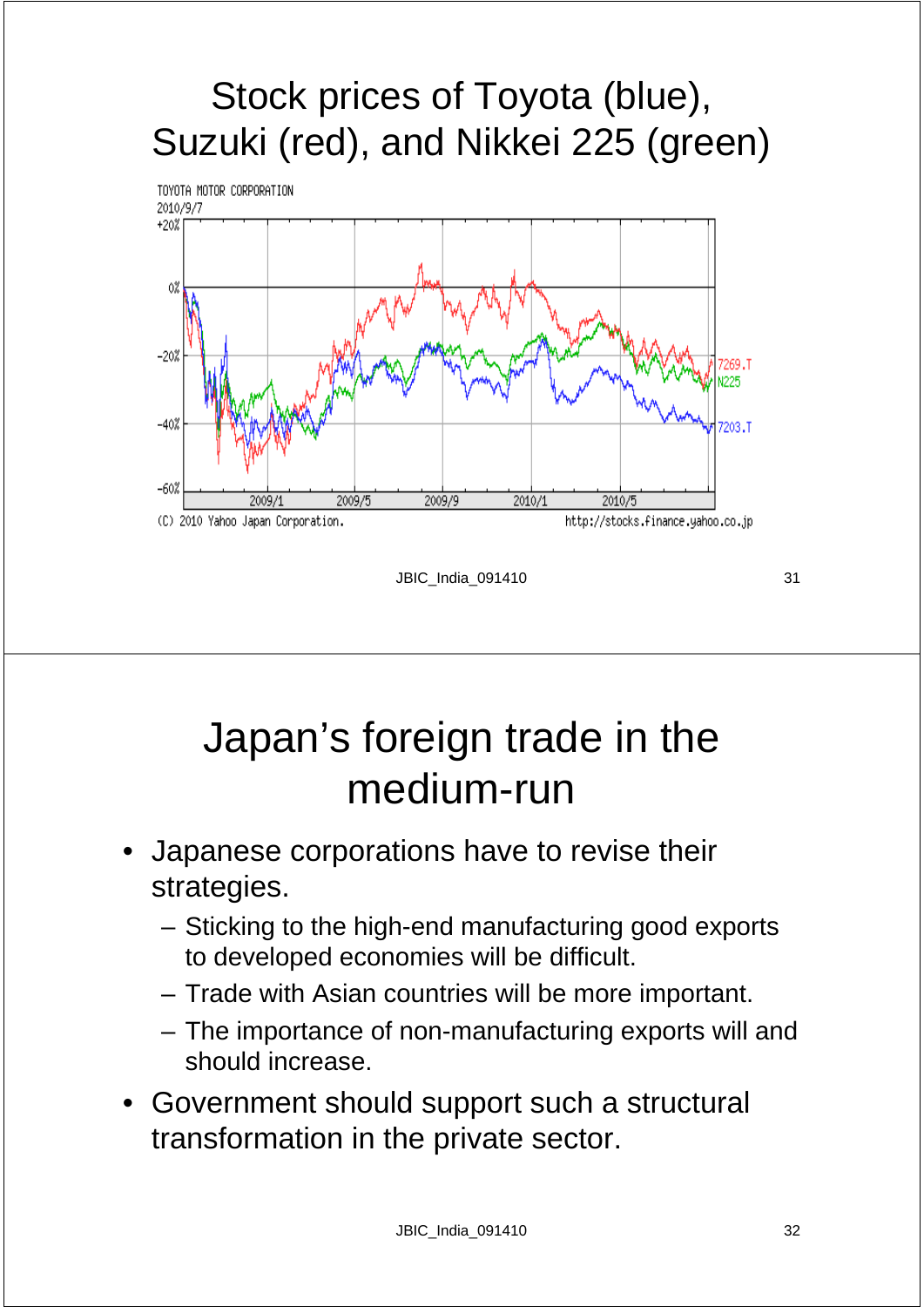# Stock prices of Toyota (blue), Suzuki (red), and Nikkei 225 (green)

TOYOTA MOTOR CORPORATION
2010/9/7

+20%
0%
-20%
-40%
-60%

2009/1
2009/5
2009/9
2010/1
2010/5

7269.T
N225
7203.T

(C) 2010 Yahoo Japan Corporation.
http://stocks.finance.yahoo.co.jp

# Japan's foreign trade in the medium-run

- Japanese corporations have to revise their strategies.
  - Sticking to the high-end manufacturing good exports to developed economies will be difficult.
  - Trade with Asian countries will be more important.
  - The importance of non-manufacturing exports will and should increase.
- Government should support such a structural transformation in the private sector.